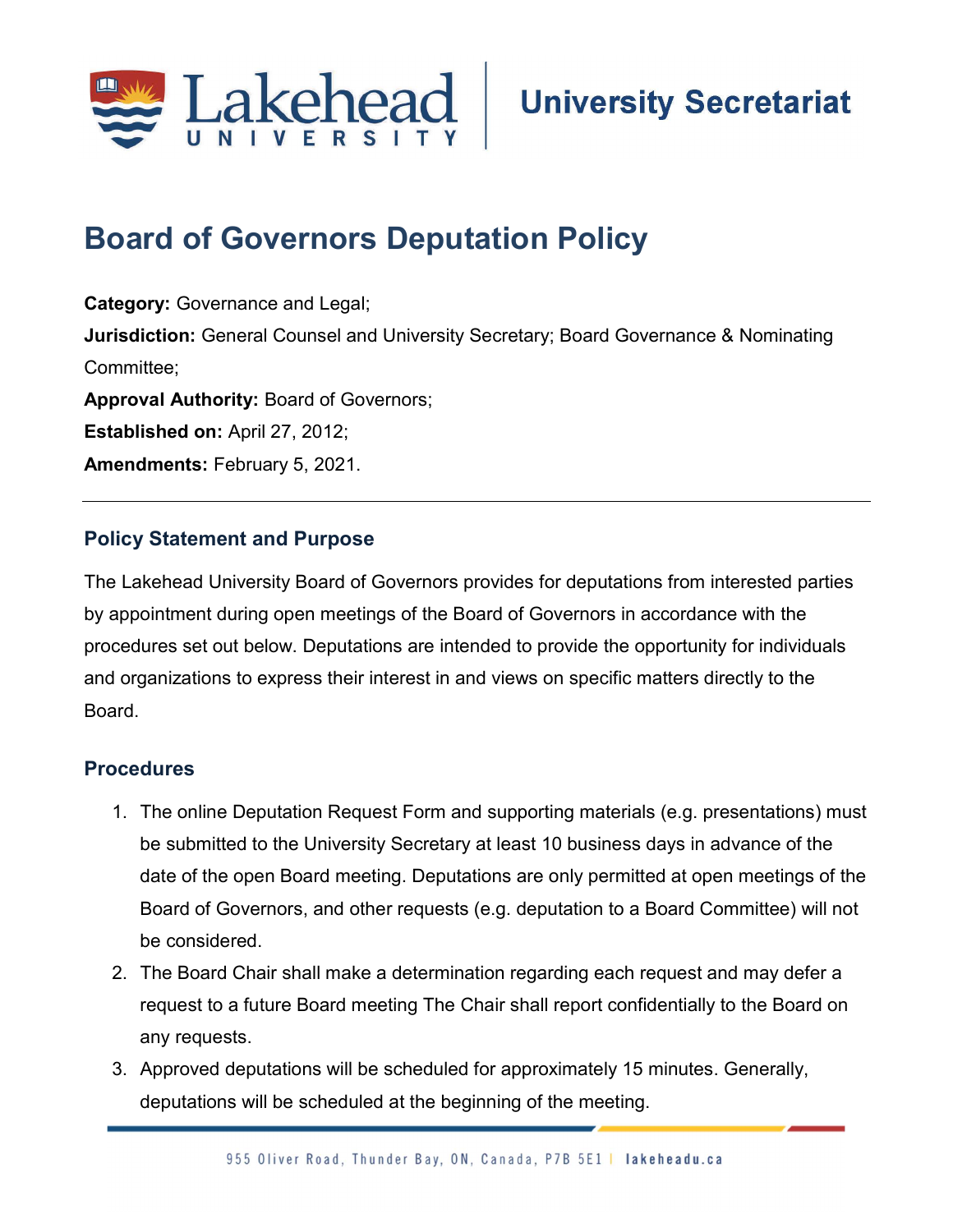University Secretariat

# Board of Governors Deputation Policy

**Category:** Governance and Legal;
**Jurisdiction:** General Counsel and University Secretary; Board Governance & Nominating Committee;
**Approval Authority:** Board of Governors;
**Established on:** April 27, 2012;
**Amendments:** February 5, 2021.

---

## Policy Statement and Purpose

The Lakehead University Board of Governors provides for deputations from interested parties by appointment during open meetings of the Board of Governors in accordance with the procedures set out below. Deputations are intended to provide the opportunity for individuals and organizations to express their interest in and views on specific matters directly to the Board.

## Procedures

1. The online Deputation Request Form and supporting materials (e.g. presentations) must be submitted to the University Secretary at least 10 business days in advance of the date of the open Board meeting. Deputations are only permitted at open meetings of the Board of Governors, and other requests (e.g. deputation to a Board Committee) will not be considered.
2. The Board Chair shall make a determination regarding each request and may defer a request to a future Board meeting The Chair shall report confidentially to the Board on any requests.
3. Approved deputations will be scheduled for approximately 15 minutes. Generally, deputations will be scheduled at the beginning of the meeting.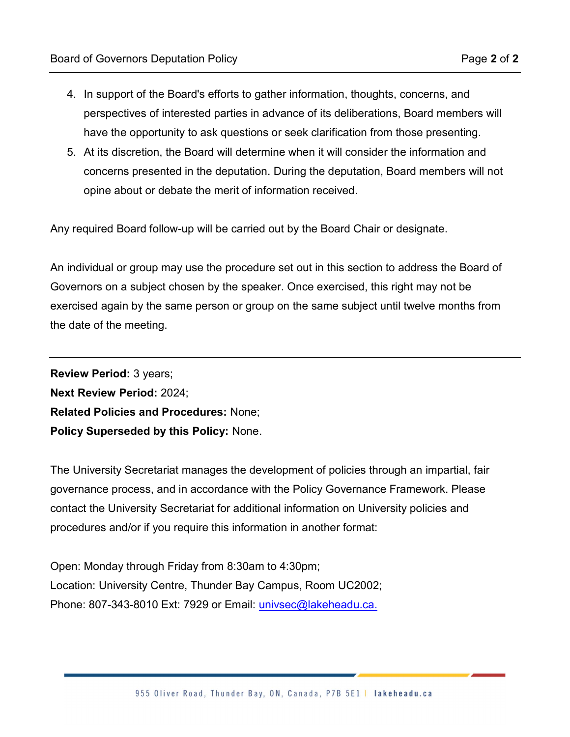4. In support of the Board's efforts to gather information, thoughts, concerns, and perspectives of interested parties in advance of its deliberations, Board members will have the opportunity to ask questions or seek clarification from those presenting.
5. At its discretion, the Board will determine when it will consider the information and concerns presented in the deputation. During the deputation, Board members will not opine about or debate the merit of information received.

Any required Board follow-up will be carried out by the Board Chair or designate.

An individual or group may use the procedure set out in this section to address the Board of Governors on a subject chosen by the speaker. Once exercised, this right may not be exercised again by the same person or group on the same subject until twelve months from the date of the meeting.

---

**Review Period:** 3 years;
**Next Review Period:** 2024;
**Related Policies and Procedures:** None;
**Policy Superseded by this Policy:** None.

The University Secretariat manages the development of policies through an impartial, fair governance process, and in accordance with the Policy Governance Framework. Please contact the University Secretariat for additional information on University policies and procedures and/or if you require this information in another format:

Open: Monday through Friday from 8:30am to 4:30pm;
Location: University Centre, Thunder Bay Campus, Room UC2002;
Phone: 807-343-8010 Ext: 7929 or Email: univsec@lakeheadu.ca.